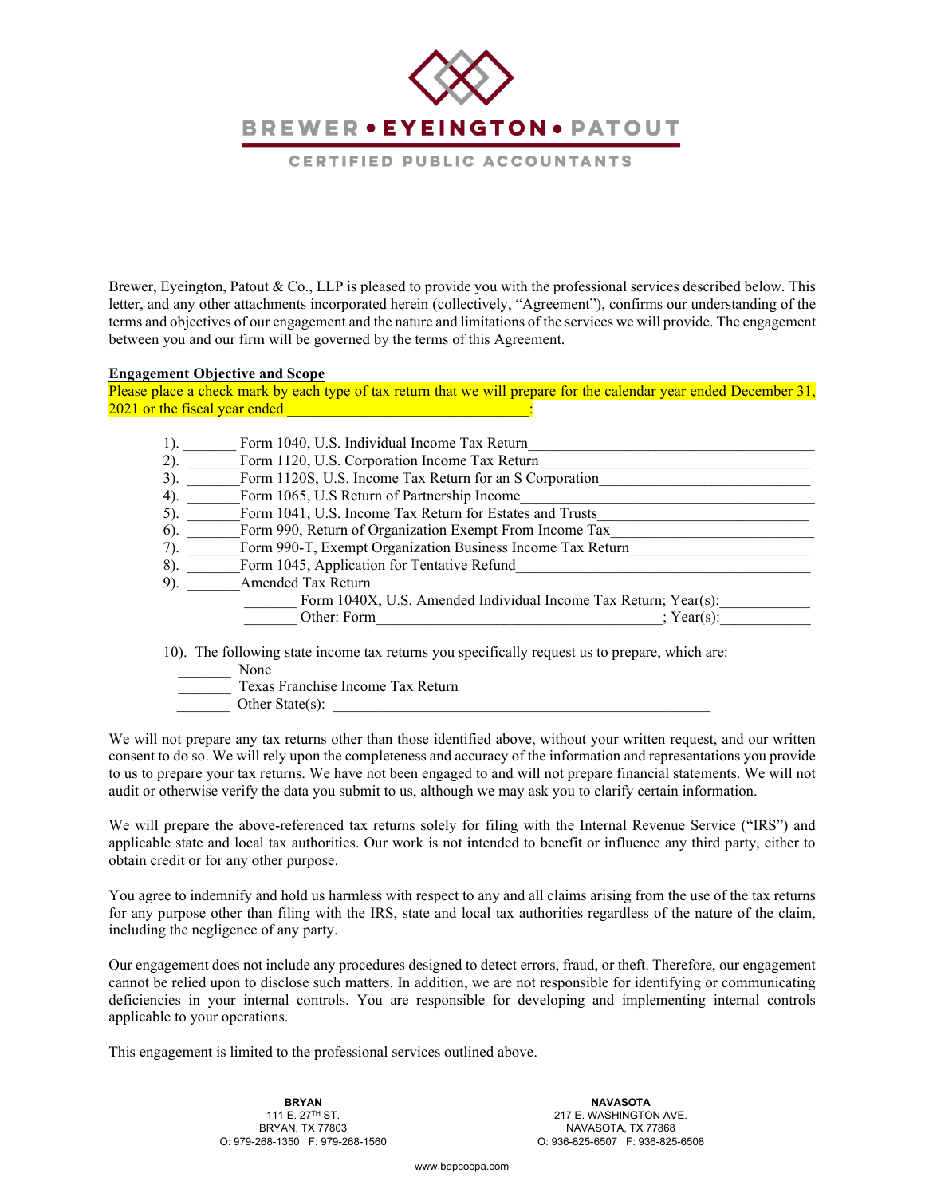# BREWER • EYEINGTON • PATOUT

CERTIFIED PUBLIC ACCOUNTANTS

Brewer, Eyeington, Patout & Co., LLP is pleased to provide you with the professional services described below. This letter, and any other attachments incorporated herein (collectively, "Agreement"), confirms our understanding of the terms and objectives of our engagement and the nature and limitations of the services we will provide. The engagement between you and our firm will be governed by the terms of this Agreement.

**Engagement Objective and Scope**

Please place a check mark by each type of tax return that we will prepare for the calendar year ended December 31, 2021 or the fiscal year ended ________________________________:

1). _______ Form 1040, U.S. Individual Income Tax Return_____________________________________
2). _______Form 1120, U.S. Corporation Income Tax Return___________________________________
3). _______Form 1120S, U.S. Income Tax Return for an S Corporation___________________________
4). _______Form 1065, U.S Return of Partnership Income_____________________________________
5). _______Form 1041, U.S. Income Tax Return for Estates and Trusts___________________________
6). _______Form 990, Return of Organization Exempt From Income Tax__________________________
7). _______Form 990-T, Exempt Organization Business Income Tax Return_______________________
8). _______Form 1045, Application for Tentative Refund______________________________________
9). _______Amended Tax Return
    _______ Form 1040X, U.S. Amended Individual Income Tax Return; Year(s):___________
    _______ Other: Form_____________________________________; Year(s):___________

10). The following state income tax returns you specifically request us to prepare, which are:
    _______ None
    _______ Texas Franchise Income Tax Return
    _______ Other State(s): __________________________________________________

We will not prepare any tax returns other than those identified above, without your written request, and our written consent to do so. We will rely upon the completeness and accuracy of the information and representations you provide to us to prepare your tax returns. We have not been engaged to and will not prepare financial statements. We will not audit or otherwise verify the data you submit to us, although we may ask you to clarify certain information.

We will prepare the above-referenced tax returns solely for filing with the Internal Revenue Service ("IRS") and applicable state and local tax authorities. Our work is not intended to benefit or influence any third party, either to obtain credit or for any other purpose.

You agree to indemnify and hold us harmless with respect to any and all claims arising from the use of the tax returns for any purpose other than filing with the IRS, state and local tax authorities regardless of the nature of the claim, including the negligence of any party.

Our engagement does not include any procedures designed to detect errors, fraud, or theft. Therefore, our engagement cannot be relied upon to disclose such matters. In addition, we are not responsible for identifying or communicating deficiencies in your internal controls. You are responsible for developing and implementing internal controls applicable to your operations.

This engagement is limited to the professional services outlined above.

**BRYAN**
111 E. 27TH ST.
BRYAN, TX 77803
O: 979-268-1350 F: 979-268-1560

**NAVASOTA**
217 E. WASHINGTON AVE.
NAVASOTA, TX 77868
O: 936-825-6507 F: 936-825-6508

www.bepcocpa.com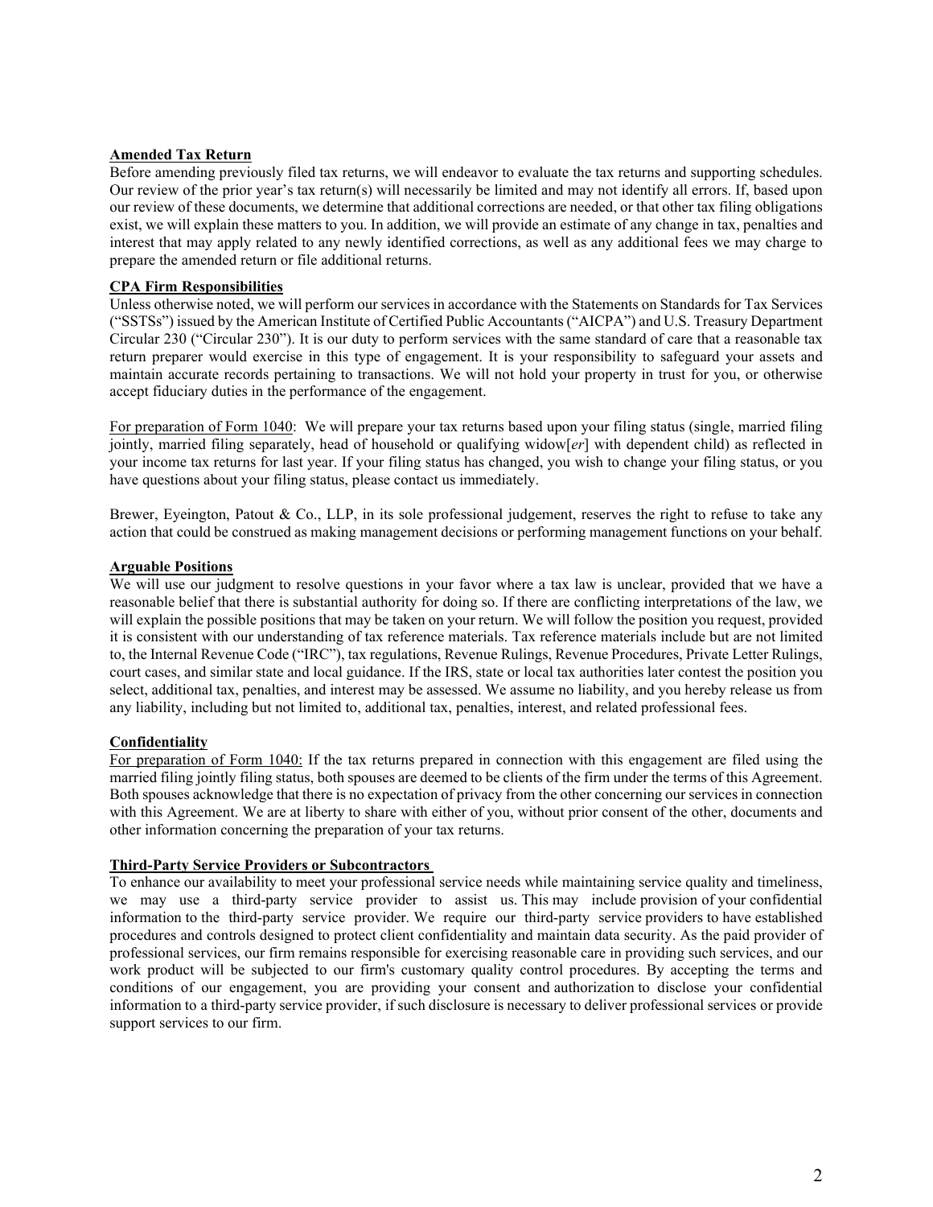**Amended Tax Return**

Before amending previously filed tax returns, we will endeavor to evaluate the tax returns and supporting schedules. Our review of the prior year's tax return(s) will necessarily be limited and may not identify all errors. If, based upon our review of these documents, we determine that additional corrections are needed, or that other tax filing obligations exist, we will explain these matters to you. In addition, we will provide an estimate of any change in tax, penalties and interest that may apply related to any newly identified corrections, as well as any additional fees we may charge to prepare the amended return or file additional returns.

**CPA Firm Responsibilities**

Unless otherwise noted, we will perform our services in accordance with the Statements on Standards for Tax Services ("SSTSs") issued by the American Institute of Certified Public Accountants ("AICPA") and U.S. Treasury Department Circular 230 ("Circular 230"). It is our duty to perform services with the same standard of care that a reasonable tax return preparer would exercise in this type of engagement. It is your responsibility to safeguard your assets and maintain accurate records pertaining to transactions. We will not hold your property in trust for you, or otherwise accept fiduciary duties in the performance of the engagement.

For preparation of Form 1040: We will prepare your tax returns based upon your filing status (single, married filing jointly, married filing separately, head of household or qualifying widow[*er*] with dependent child) as reflected in your income tax returns for last year. If your filing status has changed, you wish to change your filing status, or you have questions about your filing status, please contact us immediately.

Brewer, Eyeington, Patout & Co., LLP, in its sole professional judgement, reserves the right to refuse to take any action that could be construed as making management decisions or performing management functions on your behalf.

**Arguable Positions**

We will use our judgment to resolve questions in your favor where a tax law is unclear, provided that we have a reasonable belief that there is substantial authority for doing so. If there are conflicting interpretations of the law, we will explain the possible positions that may be taken on your return. We will follow the position you request, provided it is consistent with our understanding of tax reference materials. Tax reference materials include but are not limited to, the Internal Revenue Code ("IRC"), tax regulations, Revenue Rulings, Revenue Procedures, Private Letter Rulings, court cases, and similar state and local guidance. If the IRS, state or local tax authorities later contest the position you select, additional tax, penalties, and interest may be assessed. We assume no liability, and you hereby release us from any liability, including but not limited to, additional tax, penalties, interest, and related professional fees.

**Confidentiality**

For preparation of Form 1040: If the tax returns prepared in connection with this engagement are filed using the married filing jointly filing status, both spouses are deemed to be clients of the firm under the terms of this Agreement. Both spouses acknowledge that there is no expectation of privacy from the other concerning our services in connection with this Agreement. We are at liberty to share with either of you, without prior consent of the other, documents and other information concerning the preparation of your tax returns.

**Third-Party Service Providers or Subcontractors**

To enhance our availability to meet your professional service needs while maintaining service quality and timeliness, we may use a third-party service provider to assist us. This may include provision of your confidential information to the third-party service provider. We require our third-party service providers to have established procedures and controls designed to protect client confidentiality and maintain data security. As the paid provider of professional services, our firm remains responsible for exercising reasonable care in providing such services, and our work product will be subjected to our firm's customary quality control procedures. By accepting the terms and conditions of our engagement, you are providing your consent and authorization to disclose your confidential information to a third-party service provider, if such disclosure is necessary to deliver professional services or provide support services to our firm.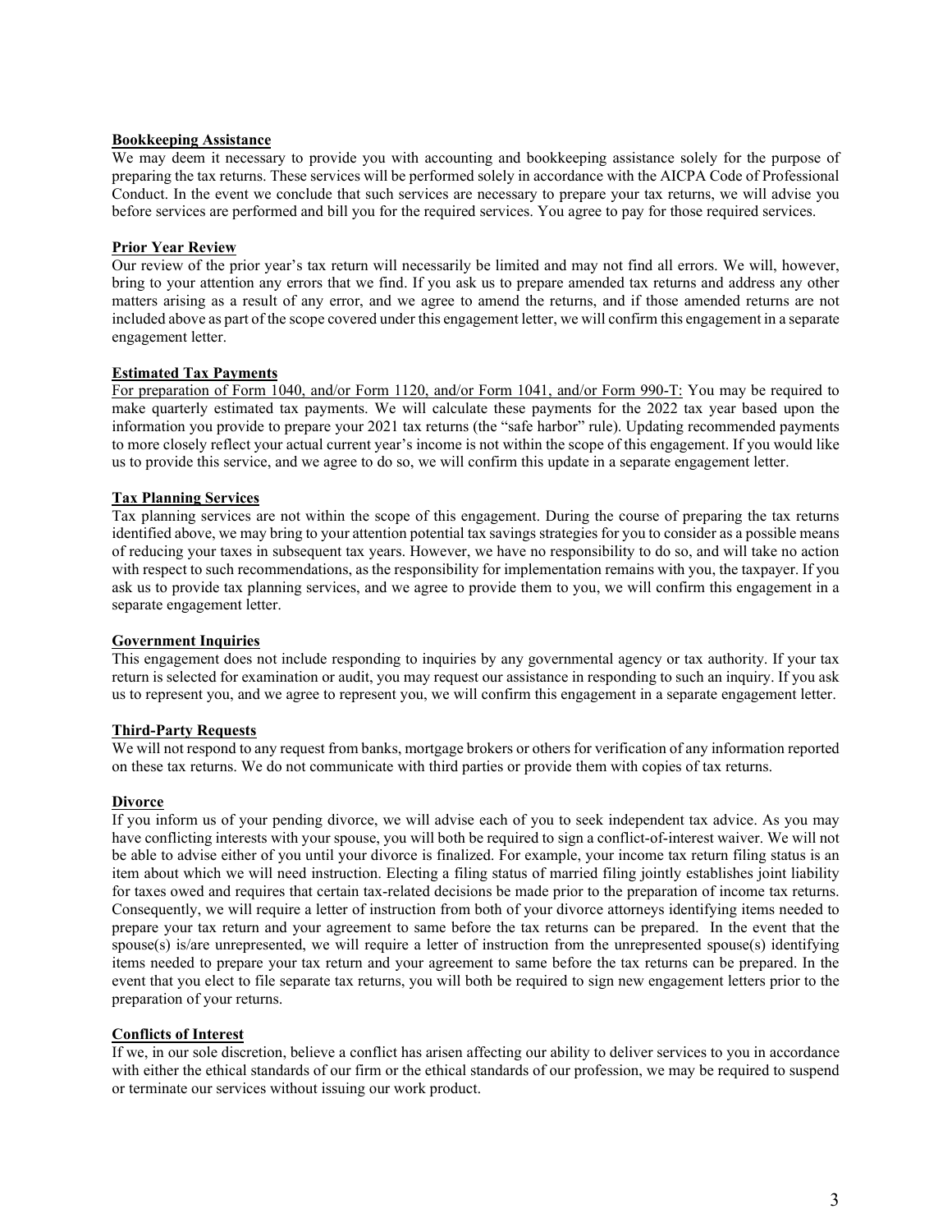**Bookkeeping Assistance**

We may deem it necessary to provide you with accounting and bookkeeping assistance solely for the purpose of preparing the tax returns. These services will be performed solely in accordance with the AICPA Code of Professional Conduct. In the event we conclude that such services are necessary to prepare your tax returns, we will advise you before services are performed and bill you for the required services. You agree to pay for those required services.

**Prior Year Review**

Our review of the prior year's tax return will necessarily be limited and may not find all errors. We will, however, bring to your attention any errors that we find. If you ask us to prepare amended tax returns and address any other matters arising as a result of any error, and we agree to amend the returns, and if those amended returns are not included above as part of the scope covered under this engagement letter, we will confirm this engagement in a separate engagement letter.

**Estimated Tax Payments**

<u>For preparation of Form 1040, and/or Form 1120, and/or Form 1041, and/or Form 990-T:</u> You may be required to make quarterly estimated tax payments. We will calculate these payments for the 2022 tax year based upon the information you provide to prepare your 2021 tax returns (the "safe harbor" rule). Updating recommended payments to more closely reflect your actual current year's income is not within the scope of this engagement. If you would like us to provide this service, and we agree to do so, we will confirm this update in a separate engagement letter.

**Tax Planning Services**

Tax planning services are not within the scope of this engagement. During the course of preparing the tax returns identified above, we may bring to your attention potential tax savings strategies for you to consider as a possible means of reducing your taxes in subsequent tax years. However, we have no responsibility to do so, and will take no action with respect to such recommendations, as the responsibility for implementation remains with you, the taxpayer. If you ask us to provide tax planning services, and we agree to provide them to you, we will confirm this engagement in a separate engagement letter.

**Government Inquiries**

This engagement does not include responding to inquiries by any governmental agency or tax authority. If your tax return is selected for examination or audit, you may request our assistance in responding to such an inquiry. If you ask us to represent you, and we agree to represent you, we will confirm this engagement in a separate engagement letter.

**Third-Party Requests**

We will not respond to any request from banks, mortgage brokers or others for verification of any information reported on these tax returns. We do not communicate with third parties or provide them with copies of tax returns.

**Divorce**

If you inform us of your pending divorce, we will advise each of you to seek independent tax advice. As you may have conflicting interests with your spouse, you will both be required to sign a conflict-of-interest waiver. We will not be able to advise either of you until your divorce is finalized. For example, your income tax return filing status is an item about which we will need instruction. Electing a filing status of married filing jointly establishes joint liability for taxes owed and requires that certain tax-related decisions be made prior to the preparation of income tax returns. Consequently, we will require a letter of instruction from both of your divorce attorneys identifying items needed to prepare your tax return and your agreement to same before the tax returns can be prepared. In the event that the spouse(s) is/are unrepresented, we will require a letter of instruction from the unrepresented spouse(s) identifying items needed to prepare your tax return and your agreement to same before the tax returns can be prepared. In the event that you elect to file separate tax returns, you will both be required to sign new engagement letters prior to the preparation of your returns.

**Conflicts of Interest**

If we, in our sole discretion, believe a conflict has arisen affecting our ability to deliver services to you in accordance with either the ethical standards of our firm or the ethical standards of our profession, we may be required to suspend or terminate our services without issuing our work product.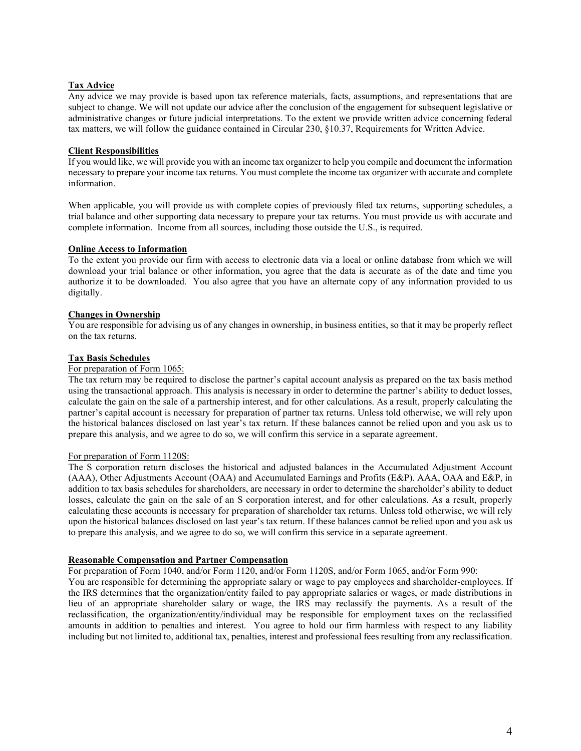**Tax Advice**

Any advice we may provide is based upon tax reference materials, facts, assumptions, and representations that are subject to change. We will not update our advice after the conclusion of the engagement for subsequent legislative or administrative changes or future judicial interpretations. To the extent we provide written advice concerning federal tax matters, we will follow the guidance contained in Circular 230, §10.37, Requirements for Written Advice.

**Client Responsibilities**

If you would like, we will provide you with an income tax organizer to help you compile and document the information necessary to prepare your income tax returns. You must complete the income tax organizer with accurate and complete information.

When applicable, you will provide us with complete copies of previously filed tax returns, supporting schedules, a trial balance and other supporting data necessary to prepare your tax returns. You must provide us with accurate and complete information. Income from all sources, including those outside the U.S., is required.

**Online Access to Information**

To the extent you provide our firm with access to electronic data via a local or online database from which we will download your trial balance or other information, you agree that the data is accurate as of the date and time you authorize it to be downloaded. You also agree that you have an alternate copy of any information provided to us digitally.

**Changes in Ownership**

You are responsible for advising us of any changes in ownership, in business entities, so that it may be properly reflect on the tax returns.

**Tax Basis Schedules**

For preparation of Form 1065:

The tax return may be required to disclose the partner's capital account analysis as prepared on the tax basis method using the transactional approach. This analysis is necessary in order to determine the partner's ability to deduct losses, calculate the gain on the sale of a partnership interest, and for other calculations. As a result, properly calculating the partner's capital account is necessary for preparation of partner tax returns. Unless told otherwise, we will rely upon the historical balances disclosed on last year's tax return. If these balances cannot be relied upon and you ask us to prepare this analysis, and we agree to do so, we will confirm this service in a separate agreement.

For preparation of Form 1120S:

The S corporation return discloses the historical and adjusted balances in the Accumulated Adjustment Account (AAA), Other Adjustments Account (OAA) and Accumulated Earnings and Profits (E&P). AAA, OAA and E&P, in addition to tax basis schedules for shareholders, are necessary in order to determine the shareholder's ability to deduct losses, calculate the gain on the sale of an S corporation interest, and for other calculations. As a result, properly calculating these accounts is necessary for preparation of shareholder tax returns. Unless told otherwise, we will rely upon the historical balances disclosed on last year's tax return. If these balances cannot be relied upon and you ask us to prepare this analysis, and we agree to do so, we will confirm this service in a separate agreement.

**Reasonable Compensation and Partner Compensation**

For preparation of Form 1040, and/or Form 1120, and/or Form 1120S, and/or Form 1065, and/or Form 990:

You are responsible for determining the appropriate salary or wage to pay employees and shareholder-employees. If the IRS determines that the organization/entity failed to pay appropriate salaries or wages, or made distributions in lieu of an appropriate shareholder salary or wage, the IRS may reclassify the payments. As a result of the reclassification, the organization/entity/individual may be responsible for employment taxes on the reclassified amounts in addition to penalties and interest. You agree to hold our firm harmless with respect to any liability including but not limited to, additional tax, penalties, interest and professional fees resulting from any reclassification.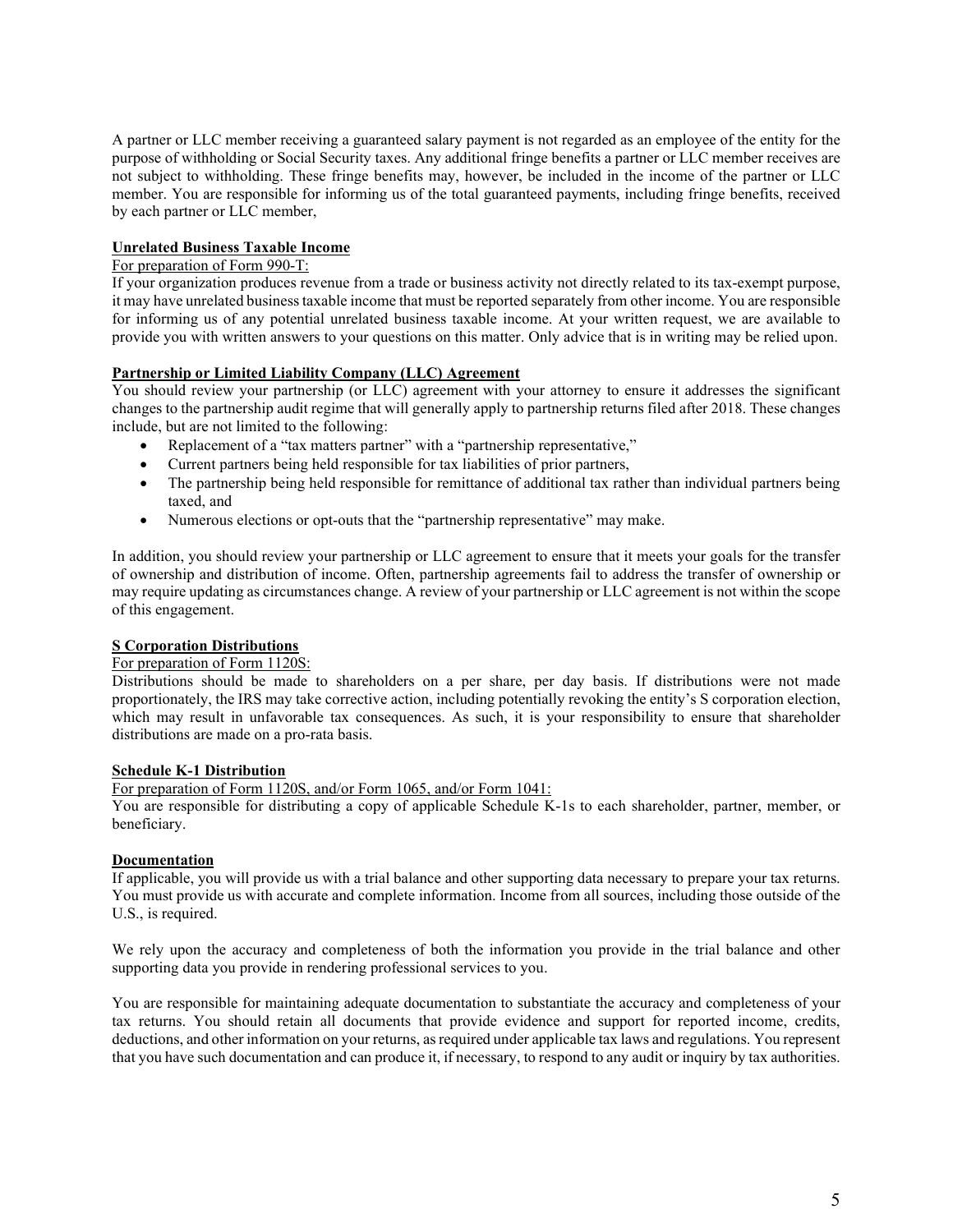A partner or LLC member receiving a guaranteed salary payment is not regarded as an employee of the entity for the purpose of withholding or Social Security taxes. Any additional fringe benefits a partner or LLC member receives are not subject to withholding. These fringe benefits may, however, be included in the income of the partner or LLC member. You are responsible for informing us of the total guaranteed payments, including fringe benefits, received by each partner or LLC member,

**Unrelated Business Taxable Income**

For preparation of Form 990-T:

If your organization produces revenue from a trade or business activity not directly related to its tax-exempt purpose, it may have unrelated business taxable income that must be reported separately from other income. You are responsible for informing us of any potential unrelated business taxable income. At your written request, we are available to provide you with written answers to your questions on this matter. Only advice that is in writing may be relied upon.

**Partnership or Limited Liability Company (LLC) Agreement**

You should review your partnership (or LLC) agreement with your attorney to ensure it addresses the significant changes to the partnership audit regime that will generally apply to partnership returns filed after 2018. These changes include, but are not limited to the following:

- Replacement of a "tax matters partner" with a "partnership representative,"
- Current partners being held responsible for tax liabilities of prior partners,
- The partnership being held responsible for remittance of additional tax rather than individual partners being taxed, and
- Numerous elections or opt-outs that the "partnership representative" may make.

In addition, you should review your partnership or LLC agreement to ensure that it meets your goals for the transfer of ownership and distribution of income. Often, partnership agreements fail to address the transfer of ownership or may require updating as circumstances change. A review of your partnership or LLC agreement is not within the scope of this engagement.

**S Corporation Distributions**

For preparation of Form 1120S:

Distributions should be made to shareholders on a per share, per day basis. If distributions were not made proportionately, the IRS may take corrective action, including potentially revoking the entity's S corporation election, which may result in unfavorable tax consequences. As such, it is your responsibility to ensure that shareholder distributions are made on a pro-rata basis.

**Schedule K-1 Distribution**

For preparation of Form 1120S, and/or Form 1065, and/or Form 1041:

You are responsible for distributing a copy of applicable Schedule K-1s to each shareholder, partner, member, or beneficiary.

**Documentation**

If applicable, you will provide us with a trial balance and other supporting data necessary to prepare your tax returns. You must provide us with accurate and complete information. Income from all sources, including those outside of the U.S., is required.

We rely upon the accuracy and completeness of both the information you provide in the trial balance and other supporting data you provide in rendering professional services to you.

You are responsible for maintaining adequate documentation to substantiate the accuracy and completeness of your tax returns. You should retain all documents that provide evidence and support for reported income, credits, deductions, and other information on your returns, as required under applicable tax laws and regulations. You represent that you have such documentation and can produce it, if necessary, to respond to any audit or inquiry by tax authorities.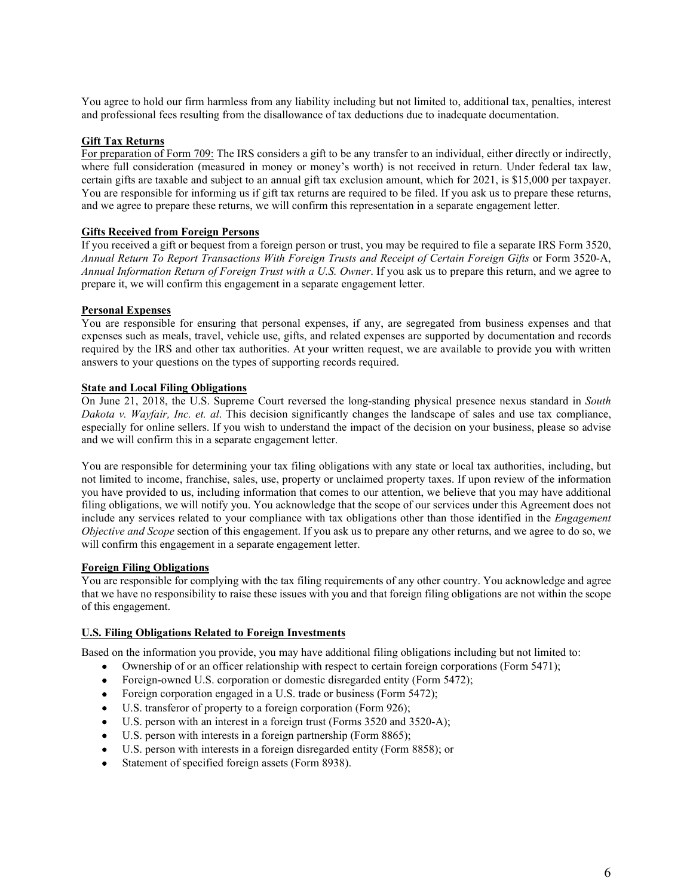You agree to hold our firm harmless from any liability including but not limited to, additional tax, penalties, interest and professional fees resulting from the disallowance of tax deductions due to inadequate documentation.

## Gift Tax Returns

For preparation of Form 709: The IRS considers a gift to be any transfer to an individual, either directly or indirectly, where full consideration (measured in money or money's worth) is not received in return. Under federal tax law, certain gifts are taxable and subject to an annual gift tax exclusion amount, which for 2021, is $15,000 per taxpayer. You are responsible for informing us if gift tax returns are required to be filed. If you ask us to prepare these returns, and we agree to prepare these returns, we will confirm this representation in a separate engagement letter.

## Gifts Received from Foreign Persons

If you received a gift or bequest from a foreign person or trust, you may be required to file a separate IRS Form 3520, *Annual Return To Report Transactions With Foreign Trusts and Receipt of Certain Foreign Gifts* or Form 3520-A, *Annual Information Return of Foreign Trust with a U.S. Owner*. If you ask us to prepare this return, and we agree to prepare it, we will confirm this engagement in a separate engagement letter.

## Personal Expenses

You are responsible for ensuring that personal expenses, if any, are segregated from business expenses and that expenses such as meals, travel, vehicle use, gifts, and related expenses are supported by documentation and records required by the IRS and other tax authorities. At your written request, we are available to provide you with written answers to your questions on the types of supporting records required.

## State and Local Filing Obligations

On June 21, 2018, the U.S. Supreme Court reversed the long-standing physical presence nexus standard in *South Dakota v. Wayfair, Inc. et. al*. This decision significantly changes the landscape of sales and use tax compliance, especially for online sellers. If you wish to understand the impact of the decision on your business, please so advise and we will confirm this in a separate engagement letter.

You are responsible for determining your tax filing obligations with any state or local tax authorities, including, but not limited to income, franchise, sales, use, property or unclaimed property taxes. If upon review of the information you have provided to us, including information that comes to our attention, we believe that you may have additional filing obligations, we will notify you. You acknowledge that the scope of our services under this Agreement does not include any services related to your compliance with tax obligations other than those identified in the *Engagement Objective and Scope* section of this engagement. If you ask us to prepare any other returns, and we agree to do so, we will confirm this engagement in a separate engagement letter.

## Foreign Filing Obligations

You are responsible for complying with the tax filing requirements of any other country. You acknowledge and agree that we have no responsibility to raise these issues with you and that foreign filing obligations are not within the scope of this engagement.

## U.S. Filing Obligations Related to Foreign Investments

Based on the information you provide, you may have additional filing obligations including but not limited to:

- Ownership of or an officer relationship with respect to certain foreign corporations (Form 5471);
- Foreign-owned U.S. corporation or domestic disregarded entity (Form 5472);
- Foreign corporation engaged in a U.S. trade or business (Form 5472);
- U.S. transferor of property to a foreign corporation (Form 926);
- U.S. person with an interest in a foreign trust (Forms 3520 and 3520-A);
- U.S. person with interests in a foreign partnership (Form 8865);
- U.S. person with interests in a foreign disregarded entity (Form 8858); or
- Statement of specified foreign assets (Form 8938).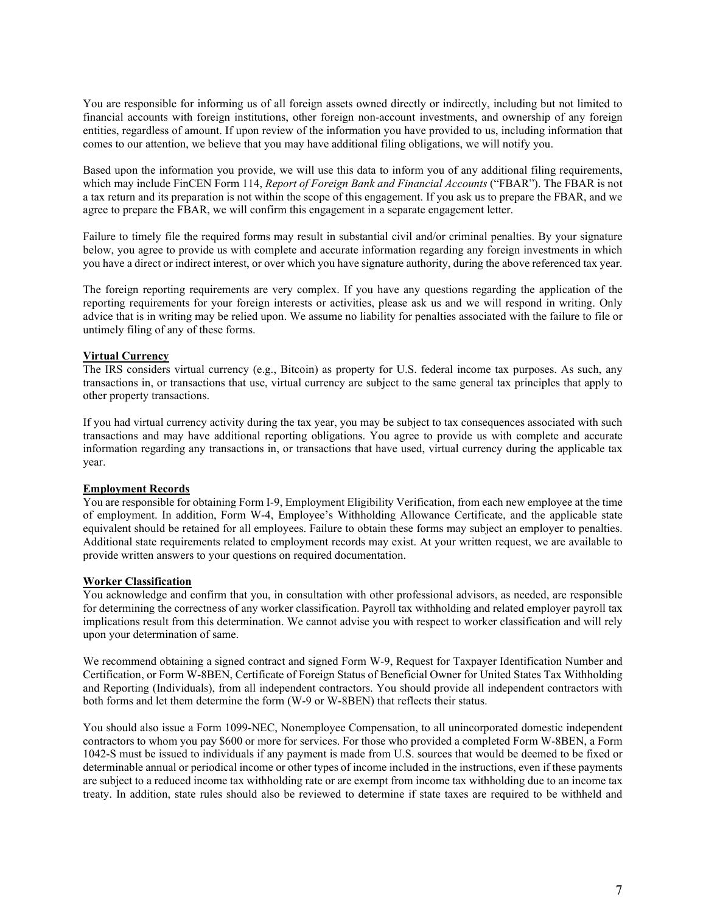You are responsible for informing us of all foreign assets owned directly or indirectly, including but not limited to financial accounts with foreign institutions, other foreign non-account investments, and ownership of any foreign entities, regardless of amount. If upon review of the information you have provided to us, including information that comes to our attention, we believe that you may have additional filing obligations, we will notify you.

Based upon the information you provide, we will use this data to inform you of any additional filing requirements, which may include FinCEN Form 114, *Report of Foreign Bank and Financial Accounts* ("FBAR"). The FBAR is not a tax return and its preparation is not within the scope of this engagement. If you ask us to prepare the FBAR, and we agree to prepare the FBAR, we will confirm this engagement in a separate engagement letter.

Failure to timely file the required forms may result in substantial civil and/or criminal penalties. By your signature below, you agree to provide us with complete and accurate information regarding any foreign investments in which you have a direct or indirect interest, or over which you have signature authority, during the above referenced tax year.

The foreign reporting requirements are very complex. If you have any questions regarding the application of the reporting requirements for your foreign interests or activities, please ask us and we will respond in writing. Only advice that is in writing may be relied upon. We assume no liability for penalties associated with the failure to file or untimely filing of any of these forms.

**Virtual Currency**

The IRS considers virtual currency (e.g., Bitcoin) as property for U.S. federal income tax purposes. As such, any transactions in, or transactions that use, virtual currency are subject to the same general tax principles that apply to other property transactions.

If you had virtual currency activity during the tax year, you may be subject to tax consequences associated with such transactions and may have additional reporting obligations. You agree to provide us with complete and accurate information regarding any transactions in, or transactions that have used, virtual currency during the applicable tax year.

**Employment Records**

You are responsible for obtaining Form I-9, Employment Eligibility Verification, from each new employee at the time of employment. In addition, Form W-4, Employee's Withholding Allowance Certificate, and the applicable state equivalent should be retained for all employees. Failure to obtain these forms may subject an employer to penalties. Additional state requirements related to employment records may exist. At your written request, we are available to provide written answers to your questions on required documentation.

**Worker Classification**

You acknowledge and confirm that you, in consultation with other professional advisors, as needed, are responsible for determining the correctness of any worker classification. Payroll tax withholding and related employer payroll tax implications result from this determination. We cannot advise you with respect to worker classification and will rely upon your determination of same.

We recommend obtaining a signed contract and signed Form W-9, Request for Taxpayer Identification Number and Certification, or Form W-8BEN, Certificate of Foreign Status of Beneficial Owner for United States Tax Withholding and Reporting (Individuals), from all independent contractors. You should provide all independent contractors with both forms and let them determine the form (W-9 or W-8BEN) that reflects their status.

You should also issue a Form 1099-NEC, Nonemployee Compensation, to all unincorporated domestic independent contractors to whom you pay $600 or more for services. For those who provided a completed Form W-8BEN, a Form 1042-S must be issued to individuals if any payment is made from U.S. sources that would be deemed to be fixed or determinable annual or periodical income or other types of income included in the instructions, even if these payments are subject to a reduced income tax withholding rate or are exempt from income tax withholding due to an income tax treaty. In addition, state rules should also be reviewed to determine if state taxes are required to be withheld and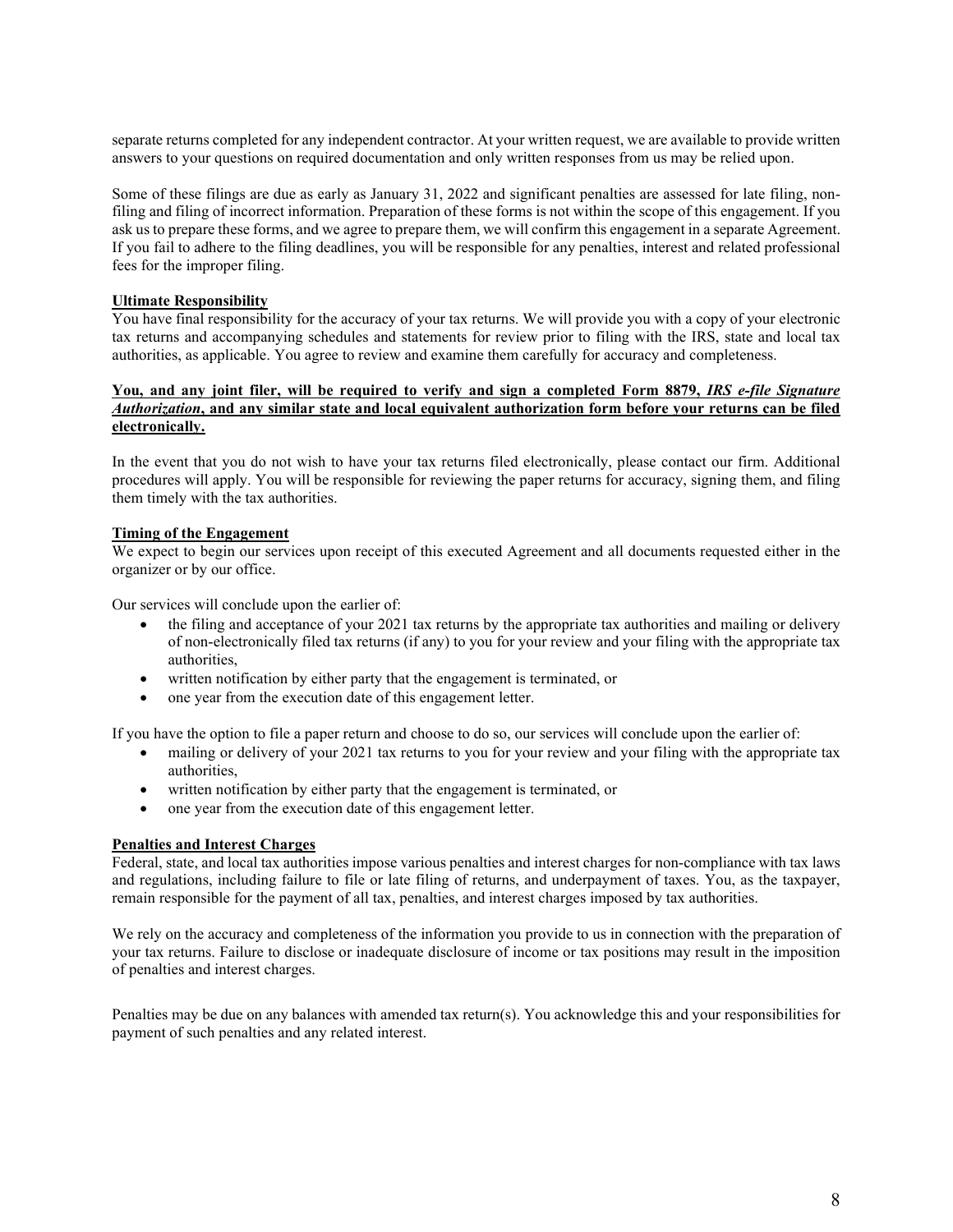separate returns completed for any independent contractor. At your written request, we are available to provide written answers to your questions on required documentation and only written responses from us may be relied upon.

Some of these filings are due as early as January 31, 2022 and significant penalties are assessed for late filing, non-filing and filing of incorrect information. Preparation of these forms is not within the scope of this engagement. If you ask us to prepare these forms, and we agree to prepare them, we will confirm this engagement in a separate Agreement. If you fail to adhere to the filing deadlines, you will be responsible for any penalties, interest and related professional fees for the improper filing.

**Ultimate Responsibility**

You have final responsibility for the accuracy of your tax returns. We will provide you with a copy of your electronic tax returns and accompanying schedules and statements for review prior to filing with the IRS, state and local tax authorities, as applicable. You agree to review and examine them carefully for accuracy and completeness.

**You, and any joint filer, will be required to verify and sign a completed Form 8879, *IRS e-file Signature Authorization*, and any similar state and local equivalent authorization form before your returns can be filed electronically.**

In the event that you do not wish to have your tax returns filed electronically, please contact our firm. Additional procedures will apply. You will be responsible for reviewing the paper returns for accuracy, signing them, and filing them timely with the tax authorities.

**Timing of the Engagement**

We expect to begin our services upon receipt of this executed Agreement and all documents requested either in the organizer or by our office.

Our services will conclude upon the earlier of:

- the filing and acceptance of your 2021 tax returns by the appropriate tax authorities and mailing or delivery of non-electronically filed tax returns (if any) to you for your review and your filing with the appropriate tax authorities,
- written notification by either party that the engagement is terminated, or
- one year from the execution date of this engagement letter.

If you have the option to file a paper return and choose to do so, our services will conclude upon the earlier of:

- mailing or delivery of your 2021 tax returns to you for your review and your filing with the appropriate tax authorities,
- written notification by either party that the engagement is terminated, or
- one year from the execution date of this engagement letter.

**Penalties and Interest Charges**

Federal, state, and local tax authorities impose various penalties and interest charges for non-compliance with tax laws and regulations, including failure to file or late filing of returns, and underpayment of taxes. You, as the taxpayer, remain responsible for the payment of all tax, penalties, and interest charges imposed by tax authorities.

We rely on the accuracy and completeness of the information you provide to us in connection with the preparation of your tax returns. Failure to disclose or inadequate disclosure of income or tax positions may result in the imposition of penalties and interest charges.

Penalties may be due on any balances with amended tax return(s). You acknowledge this and your responsibilities for payment of such penalties and any related interest.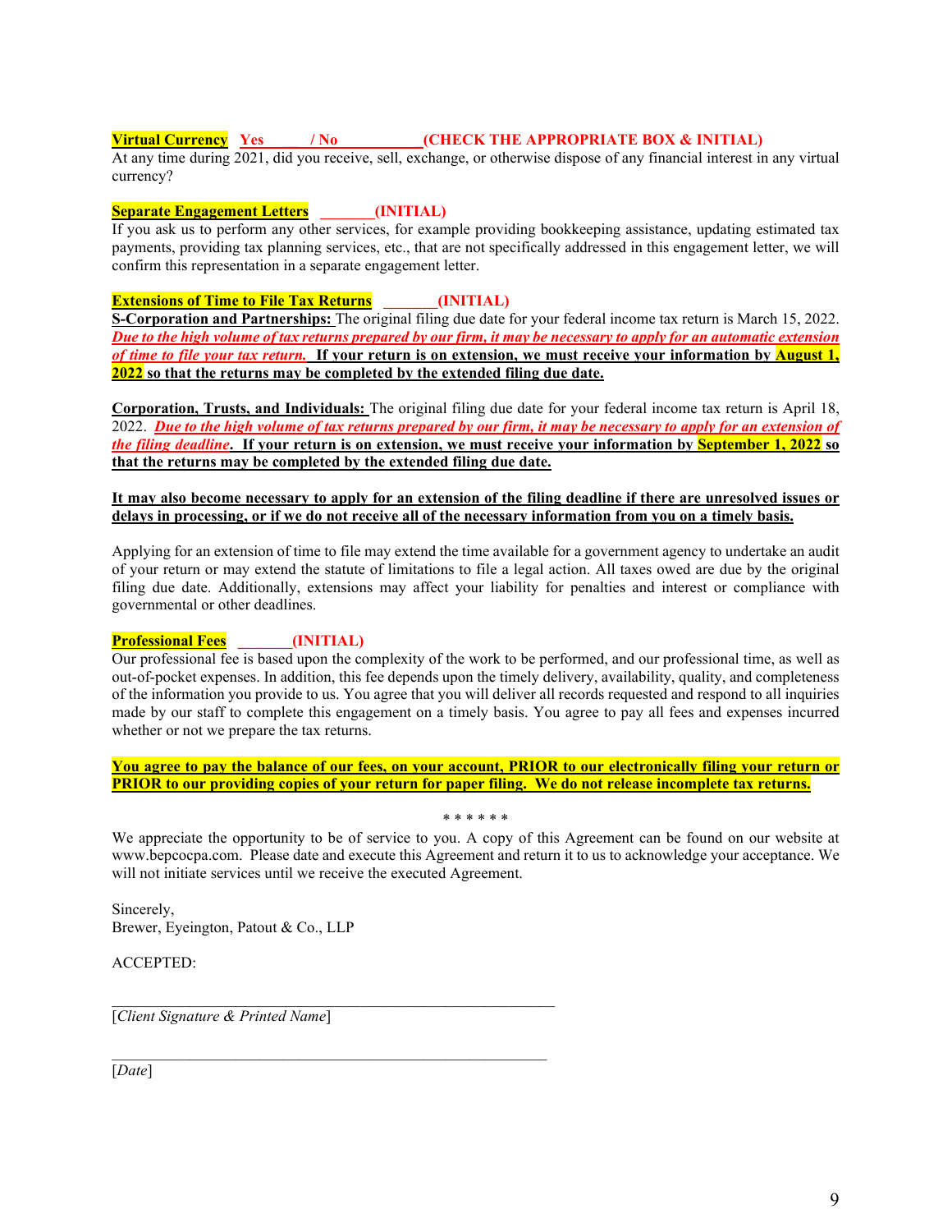**Virtual Currency** **Yes \_\_\_\_\_\_ / No \_\_\_\_\_\_\_\_\_\_\_\_(CHECK THE APPROPRIATE BOX & INITIAL)**
At any time during 2021, did you receive, sell, exchange, or otherwise dispose of any financial interest in any virtual currency?

**Separate Engagement Letters** **\_\_\_\_\_\_\_(INITIAL)**
If you ask us to perform any other services, for example providing bookkeeping assistance, updating estimated tax payments, providing tax planning services, etc., that are not specifically addressed in this engagement letter, we will confirm this representation in a separate engagement letter.

**Extensions of Time to File Tax Returns** **\_\_\_\_\_\_\_(INITIAL)**
**S-Corporation and Partnerships:** The original filing due date for your federal income tax return is March 15, 2022. ***Due to the high volume of tax returns prepared by our firm, it may be necessary to apply for an automatic extension of time to file your tax return.*** **If your return is on extension, we must receive your information by August 1, 2022 so that the returns may be completed by the extended filing due date.**

**Corporation, Trusts, and Individuals:** The original filing due date for your federal income tax return is April 18, 2022. ***Due to the high volume of tax returns prepared by our firm, it may be necessary to apply for an extension of the filing deadline*****. If your return is on extension, we must receive your information by September 1, 2022 so that the returns may be completed by the extended filing due date.**

**It may also become necessary to apply for an extension of the filing deadline if there are unresolved issues or delays in processing, or if we do not receive all of the necessary information from you on a timely basis.**

Applying for an extension of time to file may extend the time available for a government agency to undertake an audit of your return or may extend the statute of limitations to file a legal action. All taxes owed are due by the original filing due date. Additionally, extensions may affect your liability for penalties and interest or compliance with governmental or other deadlines.

**Professional Fees** **\_\_\_\_\_\_\_(INITIAL)**
Our professional fee is based upon the complexity of the work to be performed, and our professional time, as well as out-of-pocket expenses. In addition, this fee depends upon the timely delivery, availability, quality, and completeness of the information you provide to us. You agree that you will deliver all records requested and respond to all inquiries made by our staff to complete this engagement on a timely basis. You agree to pay all fees and expenses incurred whether or not we prepare the tax returns.

**You agree to pay the balance of our fees, on your account, PRIOR to our electronically filing your return or PRIOR to our providing copies of your return for paper filing. We do not release incomplete tax returns.**

\* \* \* \* \* \*

We appreciate the opportunity to be of service to you. A copy of this Agreement can be found on our website at www.bepcocpa.com. Please date and execute this Agreement and return it to us to acknowledge your acceptance. We will not initiate services until we receive the executed Agreement.

Sincerely,
Brewer, Eyeington, Patout & Co., LLP

ACCEPTED:

\_\_\_\_\_\_\_\_\_\_\_\_\_\_\_\_\_\_\_\_\_\_\_\_\_\_\_\_\_\_\_\_\_\_\_\_\_\_\_\_\_\_\_\_\_\_\_\_\_\_\_\_\_\_
[*Client Signature & Printed Name*]

\_\_\_\_\_\_\_\_\_\_\_\_\_\_\_\_\_\_\_\_\_\_\_\_\_\_\_\_\_\_\_\_\_\_\_\_\_\_\_\_\_\_\_\_\_\_\_\_\_\_\_\_\_\_
[*Date*]